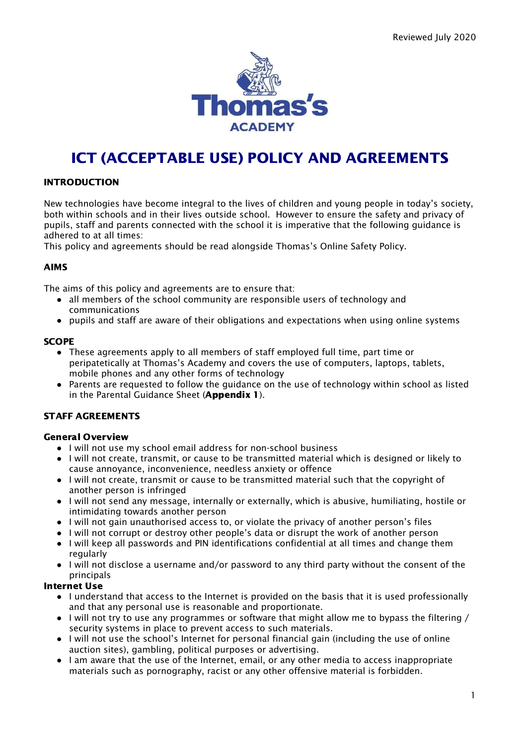Reviewed July 2020

Thomas's ACADEMY

# ICT (ACCEPTABLE USE) POLICY AND AGREEMENTS

## INTRODUCTION

New technologies have become integral to the lives of children and young people in today's society, both within schools and in their lives outside school. However to ensure the safety and privacy of pupils, staff and parents connected with the school it is imperative that the following guidance is adhered to at all times:

This policy and agreements should be read alongside Thomas's Online Safety Policy.

## AIMS

The aims of this policy and agreements are to ensure that:

- all members of the school community are responsible users of technology and communications
- pupils and staff are aware of their obligations and expectations when using online systems

## SCOPE

- These agreements apply to all members of staff employed full time, part time or peripatetically at Thomas's Academy and covers the use of computers, laptops, tablets, mobile phones and any other forms of technology
- Parents are requested to follow the guidance on the use of technology within school as listed in the Parental Guidance Sheet (**Appendix 1**).

## STAFF AGREEMENTS

### General Overview

- I will not use my school email address for non-school business
- I will not create, transmit, or cause to be transmitted material which is designed or likely to cause annoyance, inconvenience, needless anxiety or offence
- I will not create, transmit or cause to be transmitted material such that the copyright of another person is infringed
- I will not send any message, internally or externally, which is abusive, humiliating, hostile or intimidating towards another person
- I will not gain unauthorised access to, or violate the privacy of another person's files
- I will not corrupt or destroy other people's data or disrupt the work of another person
- I will keep all passwords and PIN identifications confidential at all times and change them regularly
- I will not disclose a username and/or password to any third party without the consent of the principals

### Internet Use

- I understand that access to the Internet is provided on the basis that it is used professionally and that any personal use is reasonable and proportionate.
- I will not try to use any programmes or software that might allow me to bypass the filtering / security systems in place to prevent access to such materials.
- I will not use the school's Internet for personal financial gain (including the use of online auction sites), gambling, political purposes or advertising.
- I am aware that the use of the Internet, email, or any other media to access inappropriate materials such as pornography, racist or any other offensive material is forbidden.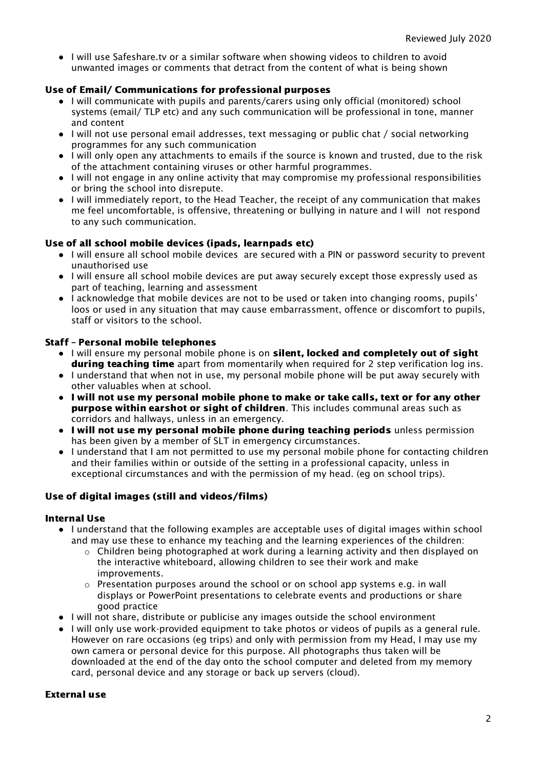- I will use Safeshare.tv or a similar software when showing videos to children to avoid unwanted images or comments that detract from the content of what is being shown

### Use of Email/ Communications for professional purposes

- I will communicate with pupils and parents/carers using only official (monitored) school systems (email/ TLP etc) and any such communication will be professional in tone, manner and content
- I will not use personal email addresses, text messaging or public chat / social networking programmes for any such communication
- I will only open any attachments to emails if the source is known and trusted, due to the risk of the attachment containing viruses or other harmful programmes.
- I will not engage in any online activity that may compromise my professional responsibilities or bring the school into disrepute.
- I will immediately report, to the Head Teacher, the receipt of any communication that makes me feel uncomfortable, is offensive, threatening or bullying in nature and I will not respond to any such communication.

### Use of all school mobile devices (ipads, learnpads etc)

- I will ensure all school mobile devices are secured with a PIN or password security to prevent unauthorised use
- I will ensure all school mobile devices are put away securely except those expressly used as part of teaching, learning and assessment
- I acknowledge that mobile devices are not to be used or taken into changing rooms, pupils' loos or used in any situation that may cause embarrassment, offence or discomfort to pupils, staff or visitors to the school.

### Staff – Personal mobile telephones

- I will ensure my personal mobile phone is on **silent, locked and completely out of sight during teaching time** apart from momentarily when required for 2 step verification log ins.
- I understand that when not in use, my personal mobile phone will be put away securely with other valuables when at school.
- **I will not use my personal mobile phone to make or take calls, text or for any other purpose within earshot or sight of children**. This includes communal areas such as corridors and hallways, unless in an emergency.
- **I will not use my personal mobile phone during teaching periods** unless permission has been given by a member of SLT in emergency circumstances.
- I understand that I am not permitted to use my personal mobile phone for contacting children and their families within or outside of the setting in a professional capacity, unless in exceptional circumstances and with the permission of my head. (eg on school trips).

### Use of digital images (still and videos/films)

#### Internal Use

- I understand that the following examples are acceptable uses of digital images within school and may use these to enhance my teaching and the learning experiences of the children:
  - Children being photographed at work during a learning activity and then displayed on the interactive whiteboard, allowing children to see their work and make improvements.
  - Presentation purposes around the school or on school app systems e.g. in wall displays or PowerPoint presentations to celebrate events and productions or share good practice
- I will not share, distribute or publicise any images outside the school environment
- I will only use work-provided equipment to take photos or videos of pupils as a general rule. However on rare occasions (eg trips) and only with permission from my Head, I may use my own camera or personal device for this purpose. All photographs thus taken will be downloaded at the end of the day onto the school computer and deleted from my memory card, personal device and any storage or back up servers (cloud).

#### External use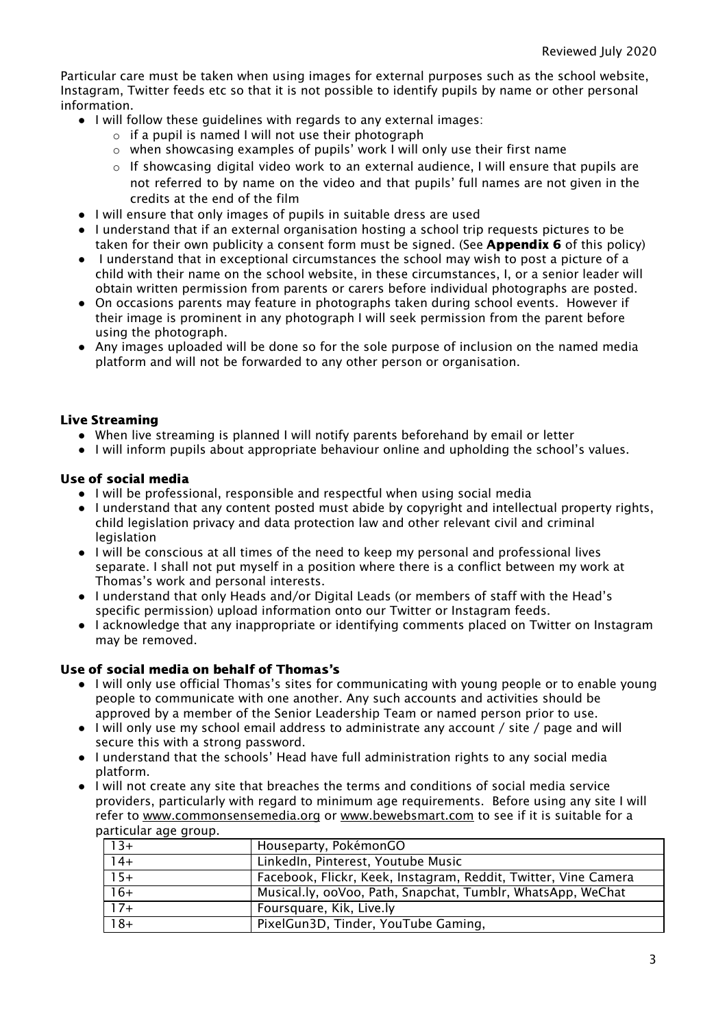Particular care must be taken when using images for external purposes such as the school website, Instagram, Twitter feeds etc so that it is not possible to identify pupils by name or other personal information.

- I will follow these guidelines with regards to any external images:
  - if a pupil is named I will not use their photograph
  - when showcasing examples of pupils' work I will only use their first name
  - If showcasing digital video work to an external audience, I will ensure that pupils are not referred to by name on the video and that pupils' full names are not given in the credits at the end of the film
- I will ensure that only images of pupils in suitable dress are used
- I understand that if an external organisation hosting a school trip requests pictures to be taken for their own publicity a consent form must be signed. (See **Appendix 6** of this policy)
- I understand that in exceptional circumstances the school may wish to post a picture of a child with their name on the school website, in these circumstances, I, or a senior leader will obtain written permission from parents or carers before individual photographs are posted.
- On occasions parents may feature in photographs taken during school events. However if their image is prominent in any photograph I will seek permission from the parent before using the photograph.
- Any images uploaded will be done so for the sole purpose of inclusion on the named media platform and will not be forwarded to any other person or organisation.

### Live Streaming

- When live streaming is planned I will notify parents beforehand by email or letter
- I will inform pupils about appropriate behaviour online and upholding the school's values.

### Use of social media

- I will be professional, responsible and respectful when using social media
- I understand that any content posted must abide by copyright and intellectual property rights, child legislation privacy and data protection law and other relevant civil and criminal legislation
- I will be conscious at all times of the need to keep my personal and professional lives separate. I shall not put myself in a position where there is a conflict between my work at Thomas's work and personal interests.
- I understand that only Heads and/or Digital Leads (or members of staff with the Head's specific permission) upload information onto our Twitter or Instagram feeds.
- I acknowledge that any inappropriate or identifying comments placed on Twitter on Instagram may be removed.

### Use of social media on behalf of Thomas's

- I will only use official Thomas's sites for communicating with young people or to enable young people to communicate with one another. Any such accounts and activities should be approved by a member of the Senior Leadership Team or named person prior to use.
- I will only use my school email address to administrate any account / site / page and will secure this with a strong password.
- I understand that the schools' Head have full administration rights to any social media platform.
- I will not create any site that breaches the terms and conditions of social media service providers, particularly with regard to minimum age requirements. Before using any site I will refer to www.commonsensemedia.org or www.bewebsmart.com to see if it is suitable for a particular age group.

| 13+ | Houseparty, PokémonGO |
|---|---|
| 14+ | LinkedIn, Pinterest, Youtube Music |
| 15+ | Facebook, Flickr, Keek, Instagram, Reddit, Twitter, Vine Camera |
| 16+ | Musical.ly, ooVoo, Path, Snapchat, Tumblr, WhatsApp, WeChat |
| 17+ | Foursquare, Kik, Live.ly |
| 18+ | PixelGun3D, Tinder, YouTube Gaming, |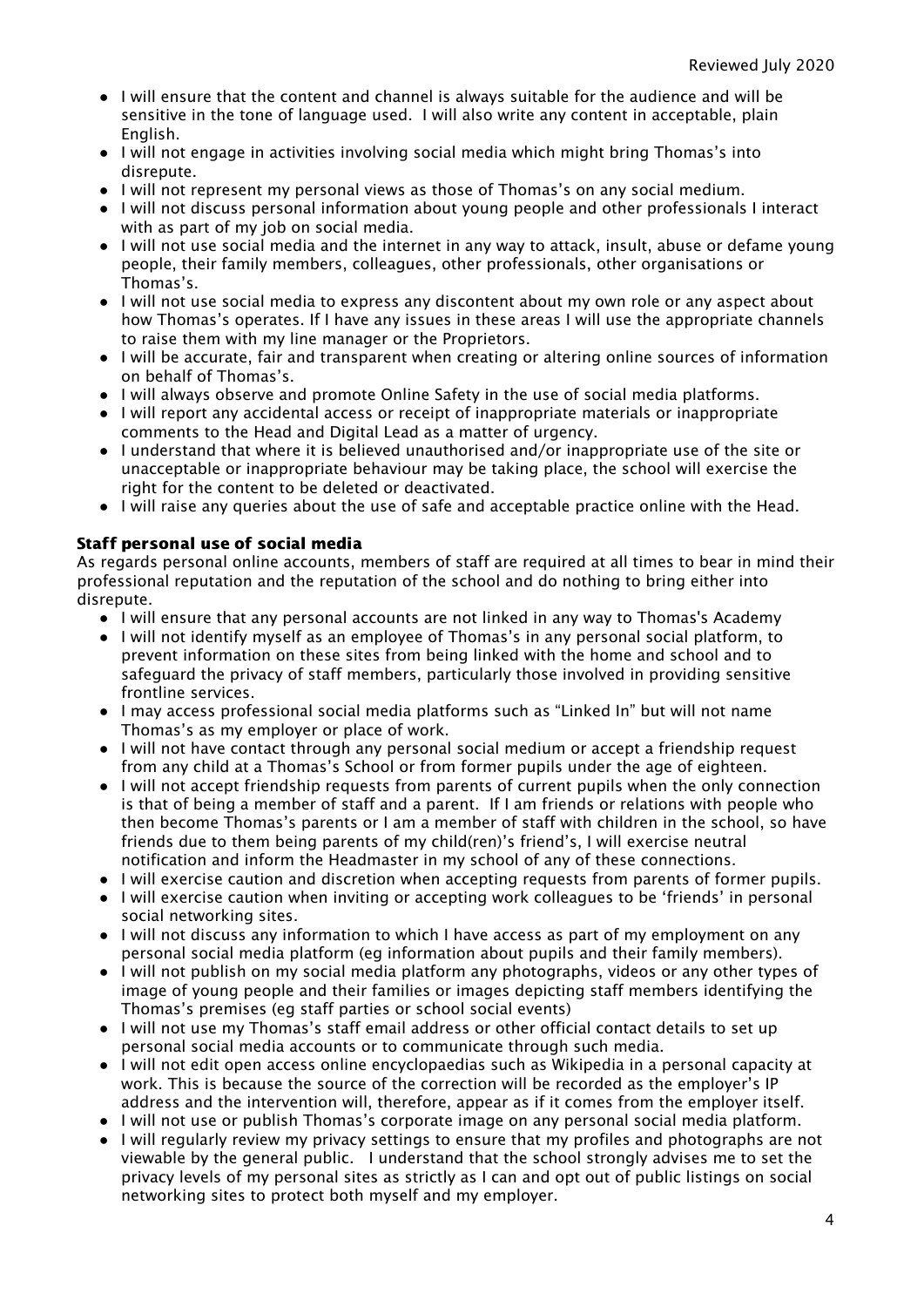- I will ensure that the content and channel is always suitable for the audience and will be sensitive in the tone of language used. I will also write any content in acceptable, plain English.
- I will not engage in activities involving social media which might bring Thomas's into disrepute.
- I will not represent my personal views as those of Thomas's on any social medium.
- I will not discuss personal information about young people and other professionals I interact with as part of my job on social media.
- I will not use social media and the internet in any way to attack, insult, abuse or defame young people, their family members, colleagues, other professionals, other organisations or Thomas's.
- I will not use social media to express any discontent about my own role or any aspect about how Thomas's operates. If I have any issues in these areas I will use the appropriate channels to raise them with my line manager or the Proprietors.
- I will be accurate, fair and transparent when creating or altering online sources of information on behalf of Thomas's.
- I will always observe and promote Online Safety in the use of social media platforms.
- I will report any accidental access or receipt of inappropriate materials or inappropriate comments to the Head and Digital Lead as a matter of urgency.
- I understand that where it is believed unauthorised and/or inappropriate use of the site or unacceptable or inappropriate behaviour may be taking place, the school will exercise the right for the content to be deleted or deactivated.
- I will raise any queries about the use of safe and acceptable practice online with the Head.

**Staff personal use of social media**

As regards personal online accounts, members of staff are required at all times to bear in mind their professional reputation and the reputation of the school and do nothing to bring either into disrepute.

- I will ensure that any personal accounts are not linked in any way to Thomas's Academy
- I will not identify myself as an employee of Thomas's in any personal social platform, to prevent information on these sites from being linked with the home and school and to safeguard the privacy of staff members, particularly those involved in providing sensitive frontline services.
- I may access professional social media platforms such as "Linked In" but will not name Thomas's as my employer or place of work.
- I will not have contact through any personal social medium or accept a friendship request from any child at a Thomas's School or from former pupils under the age of eighteen.
- I will not accept friendship requests from parents of current pupils when the only connection is that of being a member of staff and a parent. If I am friends or relations with people who then become Thomas's parents or I am a member of staff with children in the school, so have friends due to them being parents of my child(ren)'s friend's, I will exercise neutral notification and inform the Headmaster in my school of any of these connections.
- I will exercise caution and discretion when accepting requests from parents of former pupils.
- I will exercise caution when inviting or accepting work colleagues to be 'friends' in personal social networking sites.
- I will not discuss any information to which I have access as part of my employment on any personal social media platform (eg information about pupils and their family members).
- I will not publish on my social media platform any photographs, videos or any other types of image of young people and their families or images depicting staff members identifying the Thomas's premises (eg staff parties or school social events)
- I will not use my Thomas's staff email address or other official contact details to set up personal social media accounts or to communicate through such media.
- I will not edit open access online encyclopaedias such as Wikipedia in a personal capacity at work. This is because the source of the correction will be recorded as the employer's IP address and the intervention will, therefore, appear as if it comes from the employer itself.
- I will not use or publish Thomas's corporate image on any personal social media platform.
- I will regularly review my privacy settings to ensure that my profiles and photographs are not viewable by the general public. I understand that the school strongly advises me to set the privacy levels of my personal sites as strictly as I can and opt out of public listings on social networking sites to protect both myself and my employer.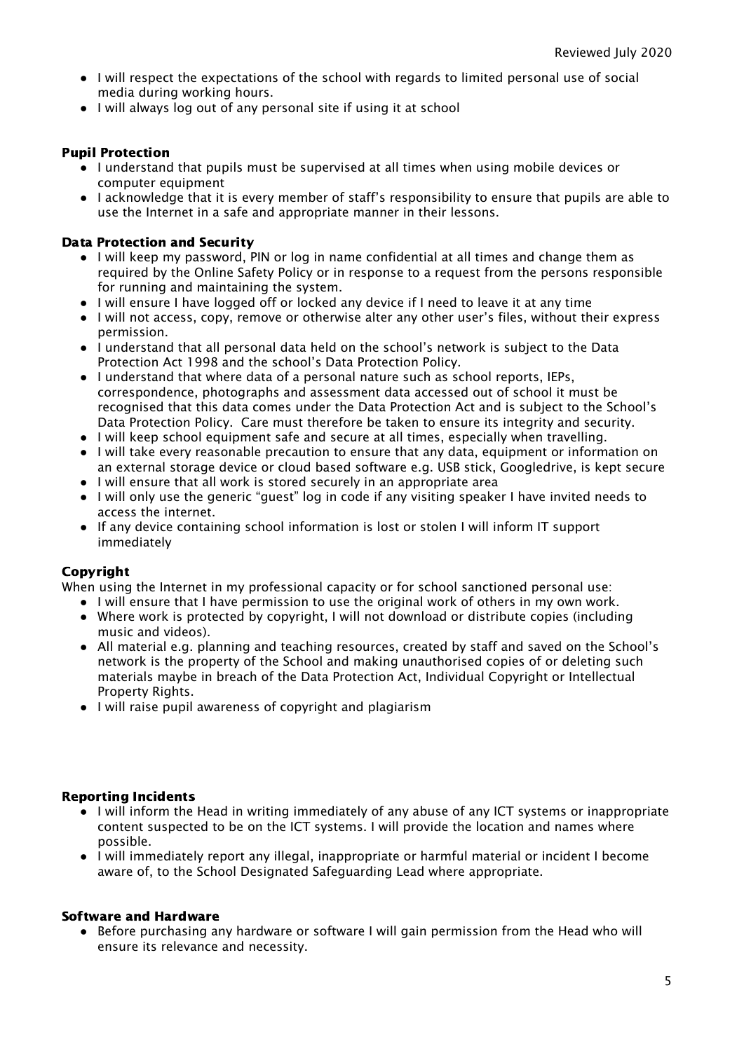- I will respect the expectations of the school with regards to limited personal use of social media during working hours.
- I will always log out of any personal site if using it at school

**Pupil Protection**

- I understand that pupils must be supervised at all times when using mobile devices or computer equipment
- I acknowledge that it is every member of staff's responsibility to ensure that pupils are able to use the Internet in a safe and appropriate manner in their lessons.

**Data Protection and Security**

- I will keep my password, PIN or log in name confidential at all times and change them as required by the Online Safety Policy or in response to a request from the persons responsible for running and maintaining the system.
- I will ensure I have logged off or locked any device if I need to leave it at any time
- I will not access, copy, remove or otherwise alter any other user's files, without their express permission.
- I understand that all personal data held on the school's network is subject to the Data Protection Act 1998 and the school's Data Protection Policy.
- I understand that where data of a personal nature such as school reports, IEPs, correspondence, photographs and assessment data accessed out of school it must be recognised that this data comes under the Data Protection Act and is subject to the School's Data Protection Policy. Care must therefore be taken to ensure its integrity and security.
- I will keep school equipment safe and secure at all times, especially when travelling.
- I will take every reasonable precaution to ensure that any data, equipment or information on an external storage device or cloud based software e.g. USB stick, Googledrive, is kept secure
- I will ensure that all work is stored securely in an appropriate area
- I will only use the generic "guest" log in code if any visiting speaker I have invited needs to access the internet.
- If any device containing school information is lost or stolen I will inform IT support immediately

**Copyright**

When using the Internet in my professional capacity or for school sanctioned personal use:

- I will ensure that I have permission to use the original work of others in my own work.
- Where work is protected by copyright, I will not download or distribute copies (including music and videos).
- All material e.g. planning and teaching resources, created by staff and saved on the School's network is the property of the School and making unauthorised copies of or deleting such materials maybe in breach of the Data Protection Act, Individual Copyright or Intellectual Property Rights.
- I will raise pupil awareness of copyright and plagiarism

**Reporting Incidents**

- I will inform the Head in writing immediately of any abuse of any ICT systems or inappropriate content suspected to be on the ICT systems. I will provide the location and names where possible.
- I will immediately report any illegal, inappropriate or harmful material or incident I become aware of, to the School Designated Safeguarding Lead where appropriate.

**Software and Hardware**

- Before purchasing any hardware or software I will gain permission from the Head who will ensure its relevance and necessity.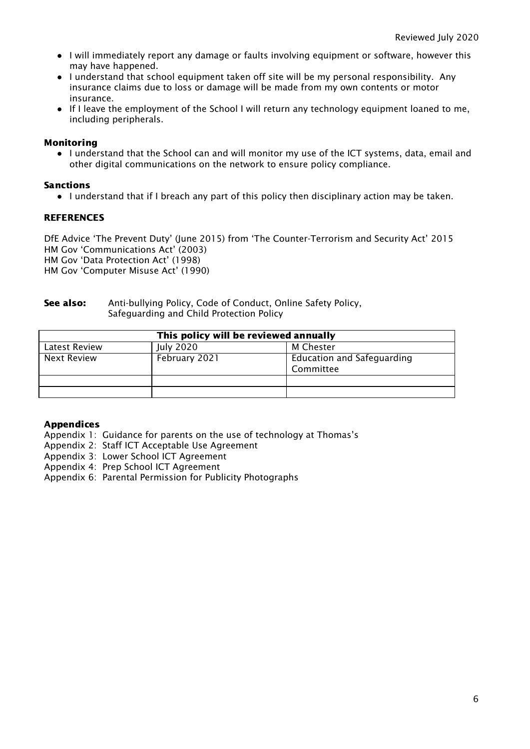- I will immediately report any damage or faults involving equipment or software, however this may have happened.
- I understand that school equipment taken off site will be my personal responsibility. Any insurance claims due to loss or damage will be made from my own contents or motor insurance.
- If I leave the employment of the School I will return any technology equipment loaned to me, including peripherals.

**Monitoring**

- I understand that the School can and will monitor my use of the ICT systems, data, email and other digital communications on the network to ensure policy compliance.

**Sanctions**

- I understand that if I breach any part of this policy then disciplinary action may be taken.

**REFERENCES**

DfE Advice 'The Prevent Duty' (June 2015) from 'The Counter-Terrorism and Security Act' 2015
HM Gov 'Communications Act' (2003)
HM Gov 'Data Protection Act' (1998)
HM Gov 'Computer Misuse Act' (1990)

**See also:** Anti-bullying Policy, Code of Conduct, Online Safety Policy, Safeguarding and Child Protection Policy

| This policy will be reviewed annually | | |
|---|---|---|
| Latest Review | July 2020 | M Chester |
| Next Review | February 2021 | Education and Safeguarding Committee |
| | | |
| | | |

**Appendices**

Appendix 1: Guidance for parents on the use of technology at Thomas's
Appendix 2: Staff ICT Acceptable Use Agreement
Appendix 3: Lower School ICT Agreement
Appendix 4: Prep School ICT Agreement
Appendix 6: Parental Permission for Publicity Photographs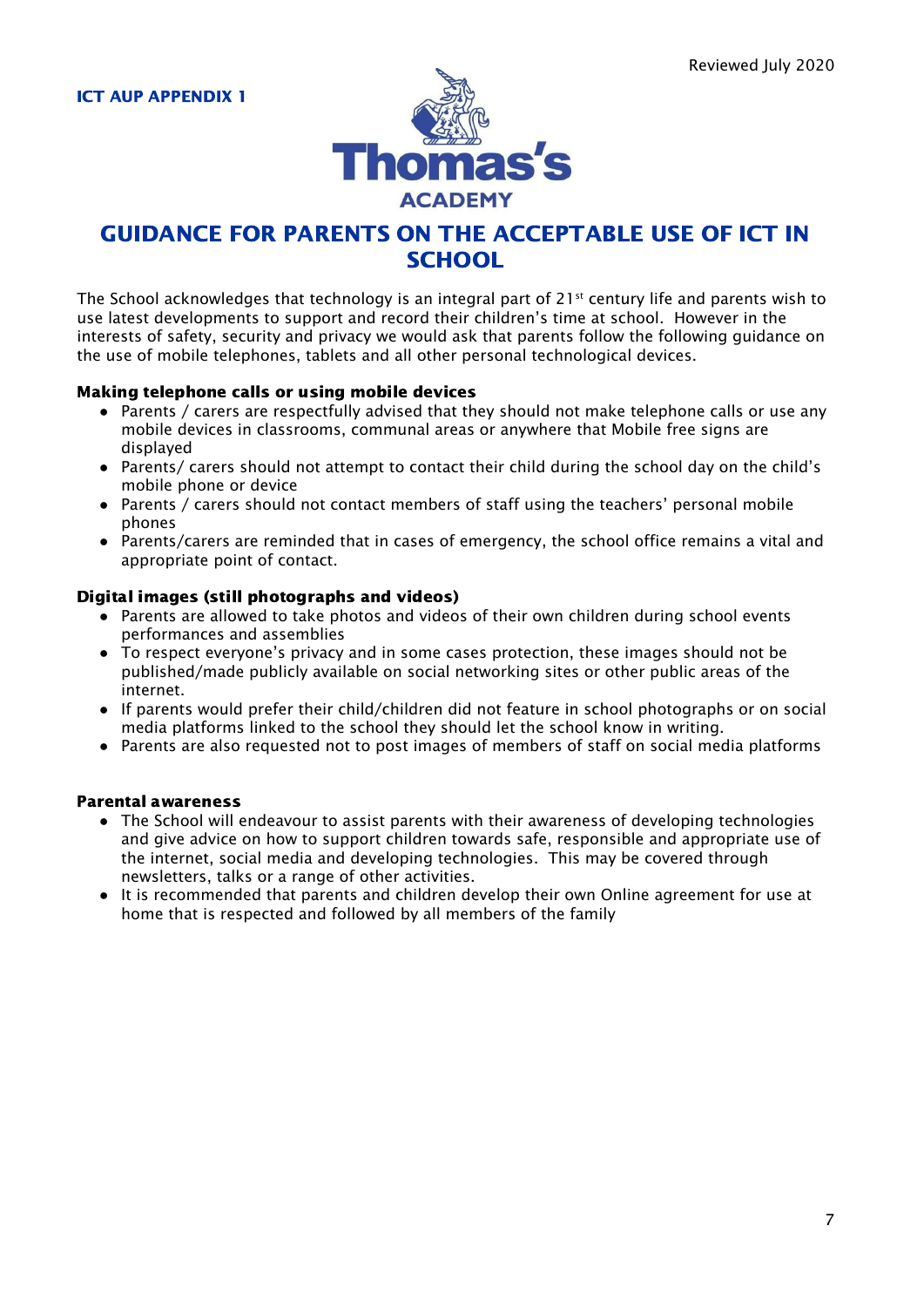ICT AUP APPENDIX 1

Reviewed July 2020

Thomas's ACADEMY

# GUIDANCE FOR PARENTS ON THE ACCEPTABLE USE OF ICT IN SCHOOL

The School acknowledges that technology is an integral part of 21st century life and parents wish to use latest developments to support and record their children's time at school. However in the interests of safety, security and privacy we would ask that parents follow the following guidance on the use of mobile telephones, tablets and all other personal technological devices.

**Making telephone calls or using mobile devices**

- Parents / carers are respectfully advised that they should not make telephone calls or use any mobile devices in classrooms, communal areas or anywhere that Mobile free signs are displayed
- Parents/ carers should not attempt to contact their child during the school day on the child's mobile phone or device
- Parents / carers should not contact members of staff using the teachers' personal mobile phones
- Parents/carers are reminded that in cases of emergency, the school office remains a vital and appropriate point of contact.

**Digital images (still photographs and videos)**

- Parents are allowed to take photos and videos of their own children during school events performances and assemblies
- To respect everyone's privacy and in some cases protection, these images should not be published/made publicly available on social networking sites or other public areas of the internet.
- If parents would prefer their child/children did not feature in school photographs or on social media platforms linked to the school they should let the school know in writing.
- Parents are also requested not to post images of members of staff on social media platforms

**Parental awareness**

- The School will endeavour to assist parents with their awareness of developing technologies and give advice on how to support children towards safe, responsible and appropriate use of the internet, social media and developing technologies. This may be covered through newsletters, talks or a range of other activities.
- It is recommended that parents and children develop their own Online agreement for use at home that is respected and followed by all members of the family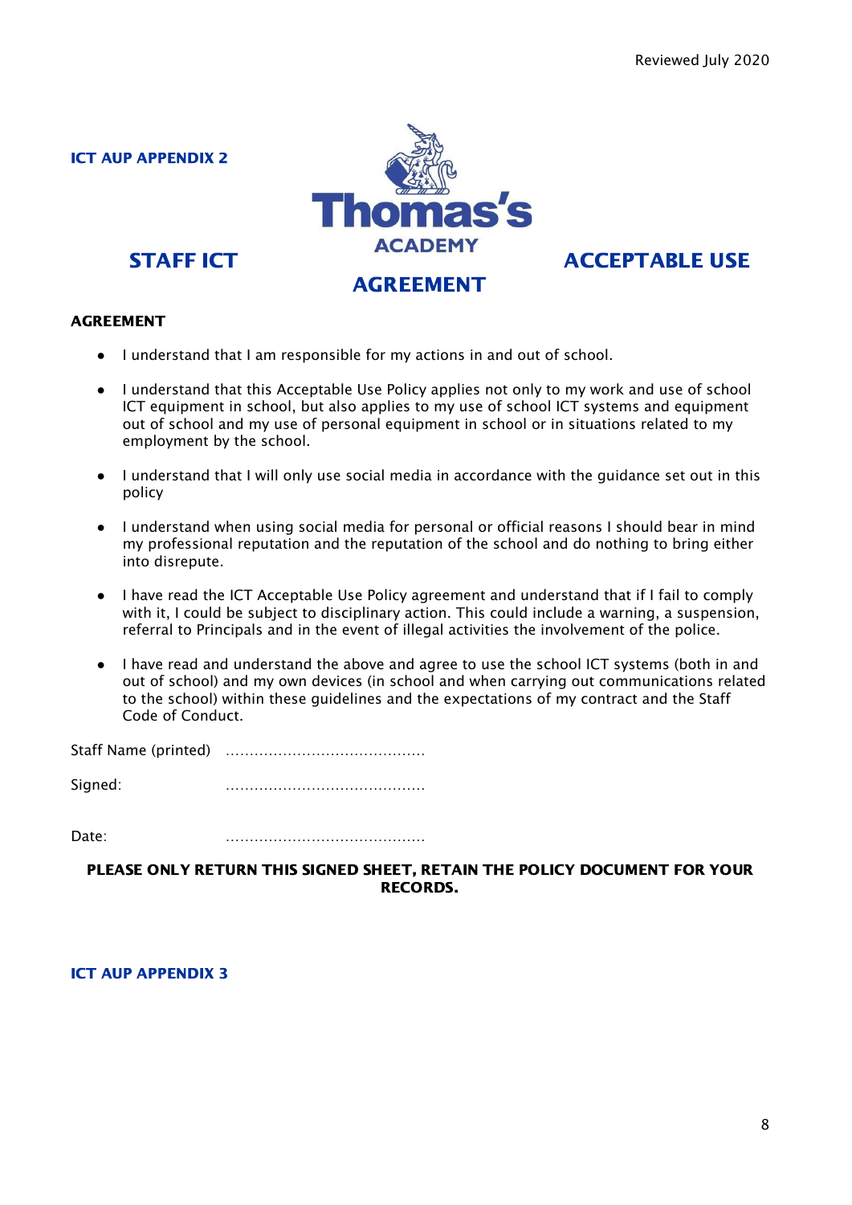**ICT AUP APPENDIX 2**

Thomas's ACADEMY

## STAFF ICT ACCEPTABLE USE AGREEMENT

**AGREEMENT**

- I understand that I am responsible for my actions in and out of school.
- I understand that this Acceptable Use Policy applies not only to my work and use of school ICT equipment in school, but also applies to my use of school ICT systems and equipment out of school and my use of personal equipment in school or in situations related to my employment by the school.
- I understand that I will only use social media in accordance with the guidance set out in this policy
- I understand when using social media for personal or official reasons I should bear in mind my professional reputation and the reputation of the school and do nothing to bring either into disrepute.
- I have read the ICT Acceptable Use Policy agreement and understand that if I fail to comply with it, I could be subject to disciplinary action. This could include a warning, a suspension, referral to Principals and in the event of illegal activities the involvement of the police.
- I have read and understand the above and agree to use the school ICT systems (both in and out of school) and my own devices (in school and when carrying out communications related to the school) within these guidelines and the expectations of my contract and the Staff Code of Conduct.

Staff Name (printed) ..........................................

Signed: ..........................................

Date: ..........................................

**PLEASE ONLY RETURN THIS SIGNED SHEET, RETAIN THE POLICY DOCUMENT FOR YOUR RECORDS.**

**ICT AUP APPENDIX 3**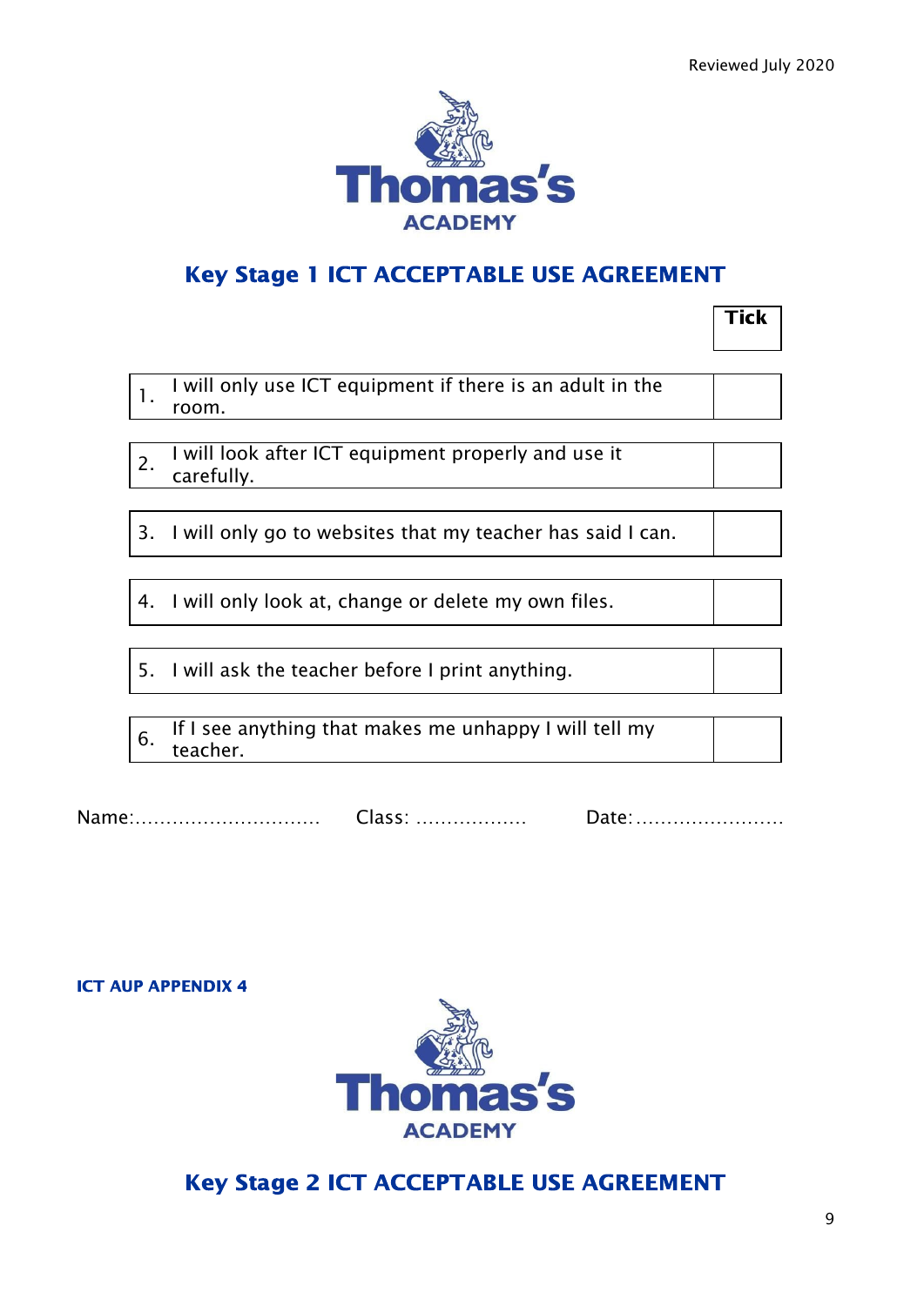Reviewed July 2020

Thomas's ACADEMY

## Key Stage 1 ICT ACCEPTABLE USE AGREEMENT

| | | Tick |
|---|---|---|
| 1. | I will only use ICT equipment if there is an adult in the room. | |
| 2. | I will look after ICT equipment properly and use it carefully. | |
| 3. | I will only go to websites that my teacher has said I can. | |
| 4. | I will only look at, change or delete my own files. | |
| 5. | I will ask the teacher before I print anything. | |
| 6. | If I see anything that makes me unhappy I will tell my teacher. | |

Name:.............................. Class: ................. Date:........................

**ICT AUP APPENDIX 4**

Thomas's ACADEMY

## Key Stage 2 ICT ACCEPTABLE USE AGREEMENT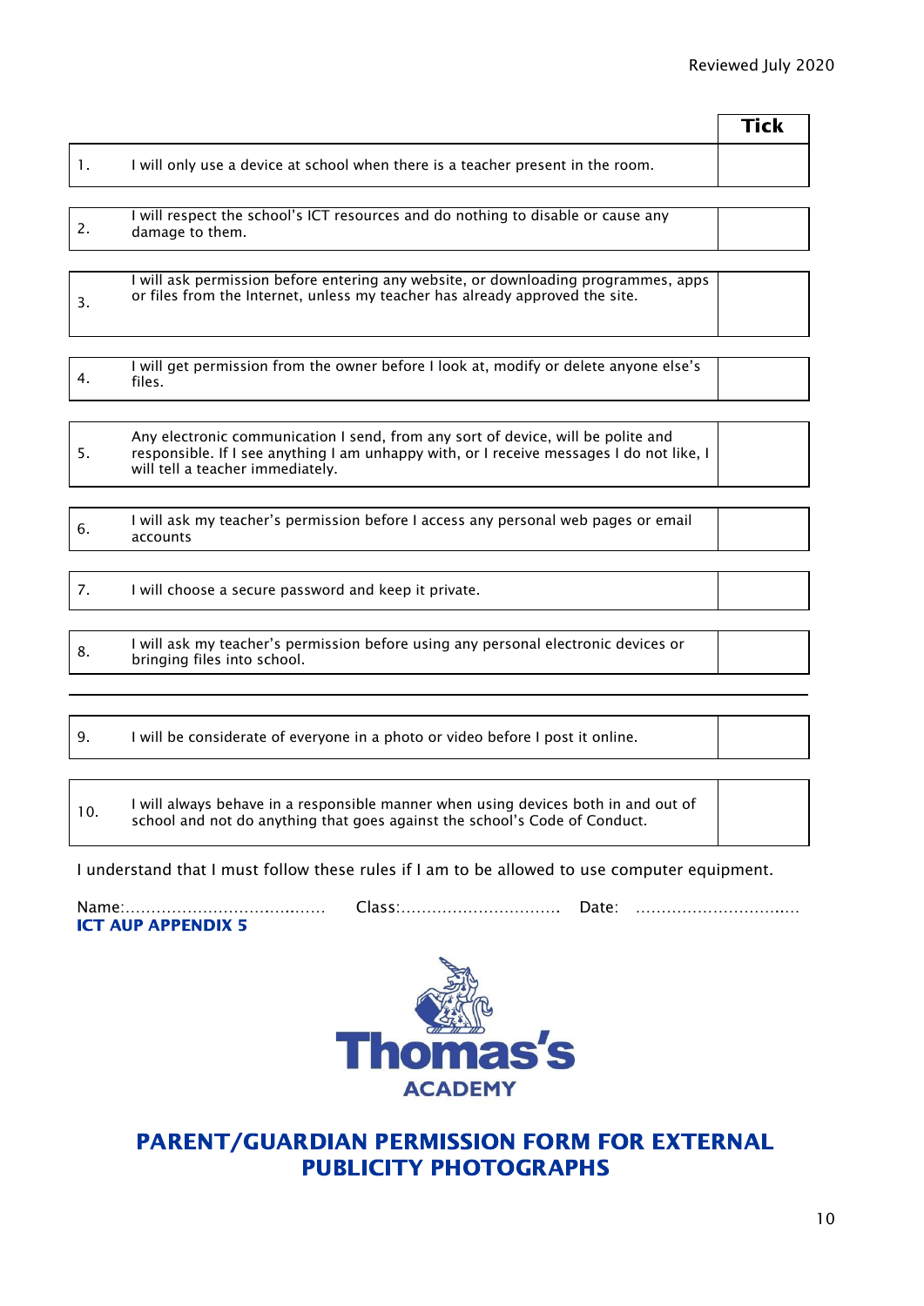| | | Tick |
|---|---|---|
| 1. | I will only use a device at school when there is a teacher present in the room. | |
| 2. | I will respect the school's ICT resources and do nothing to disable or cause any damage to them. | |
| 3. | I will ask permission before entering any website, or downloading programmes, apps or files from the Internet, unless my teacher has already approved the site. | |
| 4. | I will get permission from the owner before I look at, modify or delete anyone else's files. | |
| 5. | Any electronic communication I send, from any sort of device, will be polite and responsible. If I see anything I am unhappy with, or I receive messages I do not like, I will tell a teacher immediately. | |
| 6. | I will ask my teacher's permission before I access any personal web pages or email accounts | |
| 7. | I will choose a secure password and keep it private. | |
| 8. | I will ask my teacher's permission before using any personal electronic devices or bringing files into school. | |
| 9. | I will be considerate of everyone in a photo or video before I post it online. | |
| 10. | I will always behave in a responsible manner when using devices both in and out of school and not do anything that goes against the school's Code of Conduct. | |

I understand that I must follow these rules if I am to be allowed to use computer equipment.

Name:……………………………..…… Class:…………………………. Date: …………………………..…

**ICT AUP APPENDIX 5**

Thomas's ACADEMY

## PARENT/GUARDIAN PERMISSION FORM FOR EXTERNAL PUBLICITY PHOTOGRAPHS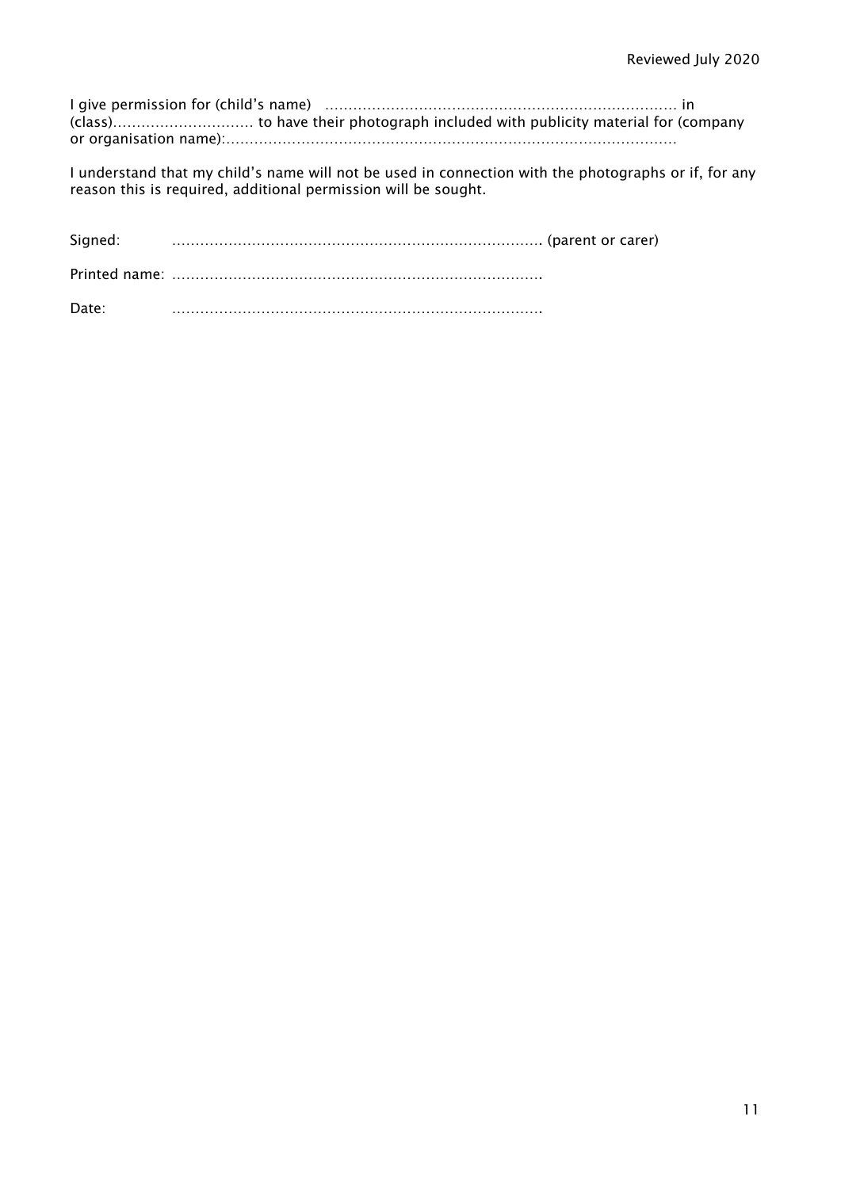I give permission for (child's name) ……………………………………………………………… in (class)………………………… to have their photograph included with publicity material for (company or organisation name):………………………………………………………………………………

I understand that my child's name will not be used in connection with the photographs or if, for any reason this is required, additional permission will be sought.

Signed: ……………………………………………………………………. (parent or carer)

Printed name: …………………………………………………………………….

Date: …………………………………………………………………….